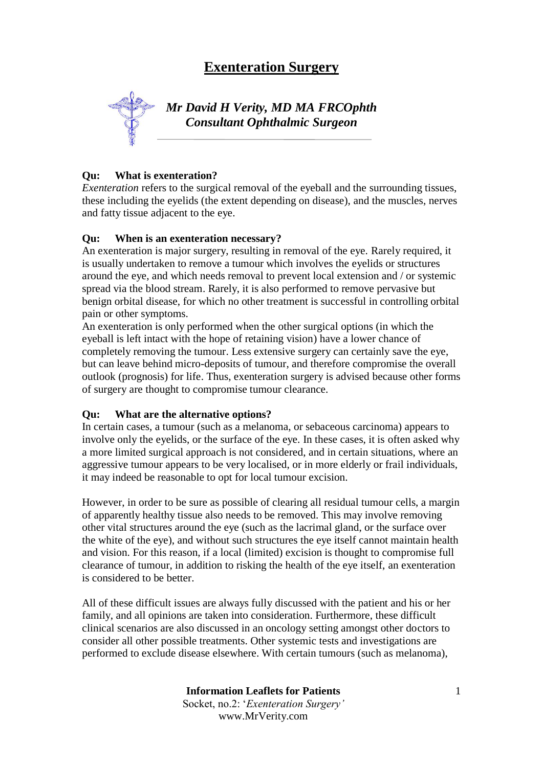# Exenteration Surgery

***Mr David H Verity, MD MA FRCOphth***
***Consultant Ophthalmic Surgeon***

**Qu: What is exenteration?**

*Exenteration* refers to the surgical removal of the eyeball and the surrounding tissues, these including the eyelids (the extent depending on disease), and the muscles, nerves and fatty tissue adjacent to the eye.

**Qu: When is an exenteration necessary?**

An exenteration is major surgery, resulting in removal of the eye. Rarely required, it is usually undertaken to remove a tumour which involves the eyelids or structures around the eye, and which needs removal to prevent local extension and / or systemic spread via the blood stream. Rarely, it is also performed to remove pervasive but benign orbital disease, for which no other treatment is successful in controlling orbital pain or other symptoms.

An exenteration is only performed when the other surgical options (in which the eyeball is left intact with the hope of retaining vision) have a lower chance of completely removing the tumour. Less extensive surgery can certainly save the eye, but can leave behind micro-deposits of tumour, and therefore compromise the overall outlook (prognosis) for life. Thus, exenteration surgery is advised because other forms of surgery are thought to compromise tumour clearance.

**Qu: What are the alternative options?**

In certain cases, a tumour (such as a melanoma, or sebaceous carcinoma) appears to involve only the eyelids, or the surface of the eye. In these cases, it is often asked why a more limited surgical approach is not considered, and in certain situations, where an aggressive tumour appears to be very localised, or in more elderly or frail individuals, it may indeed be reasonable to opt for local tumour excision.

However, in order to be sure as possible of clearing all residual tumour cells, a margin of apparently healthy tissue also needs to be removed. This may involve removing other vital structures around the eye (such as the lacrimal gland, or the surface over the white of the eye), and without such structures the eye itself cannot maintain health and vision. For this reason, if a local (limited) excision is thought to compromise full clearance of tumour, in addition to risking the health of the eye itself, an exenteration is considered to be better.

All of these difficult issues are always fully discussed with the patient and his or her family, and all opinions are taken into consideration. Furthermore, these difficult clinical scenarios are also discussed in an oncology setting amongst other doctors to consider all other possible treatments. Other systemic tests and investigations are performed to exclude disease elsewhere. With certain tumours (such as melanoma),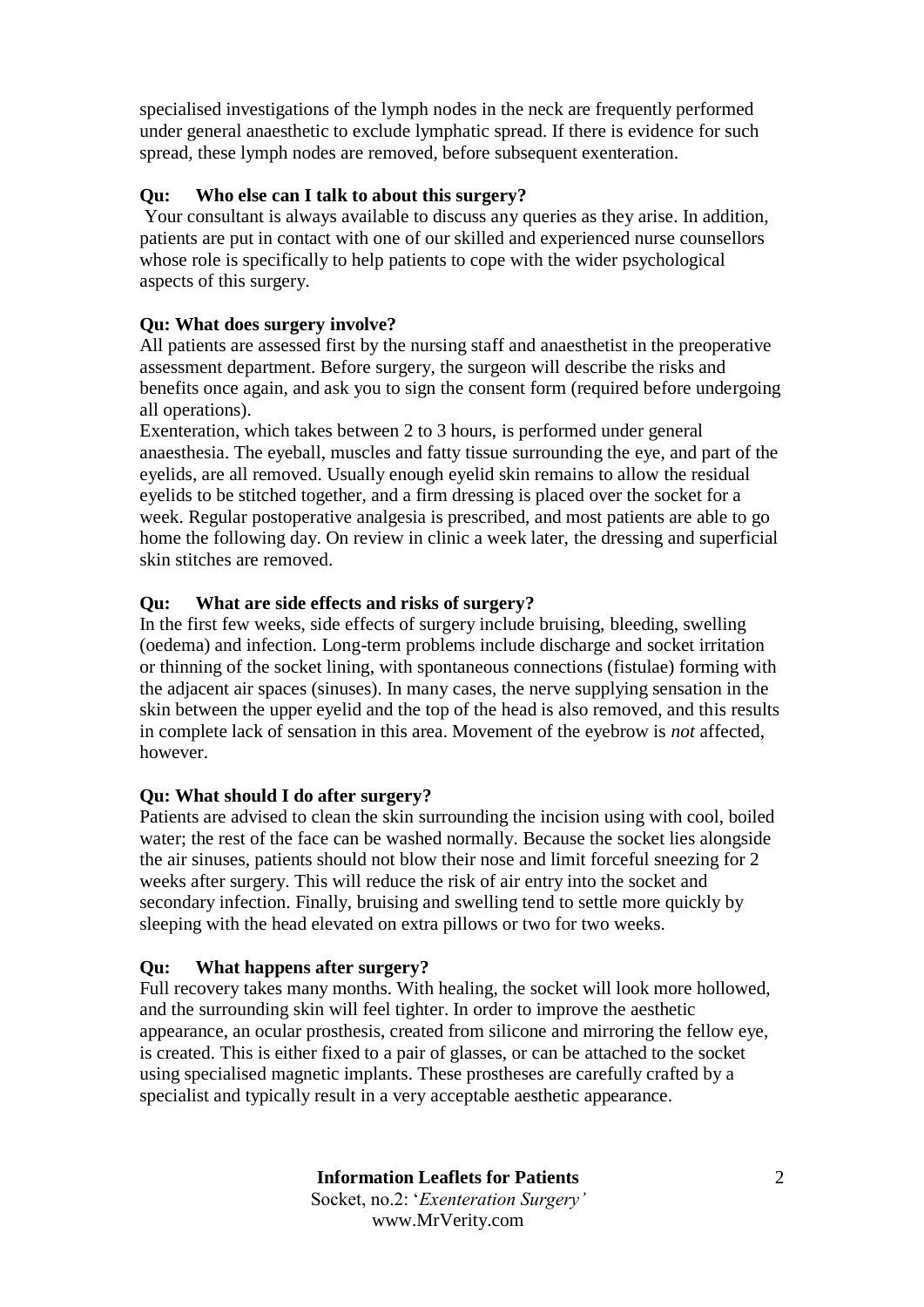specialised investigations of the lymph nodes in the neck are frequently performed under general anaesthetic to exclude lymphatic spread. If there is evidence for such spread, these lymph nodes are removed, before subsequent exenteration.

**Qu: Who else can I talk to about this surgery?**

Your consultant is always available to discuss any queries as they arise. In addition, patients are put in contact with one of our skilled and experienced nurse counsellors whose role is specifically to help patients to cope with the wider psychological aspects of this surgery.

**Qu: What does surgery involve?**

All patients are assessed first by the nursing staff and anaesthetist in the preoperative assessment department. Before surgery, the surgeon will describe the risks and benefits once again, and ask you to sign the consent form (required before undergoing all operations).

Exenteration, which takes between 2 to 3 hours, is performed under general anaesthesia. The eyeball, muscles and fatty tissue surrounding the eye, and part of the eyelids, are all removed. Usually enough eyelid skin remains to allow the residual eyelids to be stitched together, and a firm dressing is placed over the socket for a week. Regular postoperative analgesia is prescribed, and most patients are able to go home the following day. On review in clinic a week later, the dressing and superficial skin stitches are removed.

**Qu: What are side effects and risks of surgery?**

In the first few weeks, side effects of surgery include bruising, bleeding, swelling (oedema) and infection. Long-term problems include discharge and socket irritation or thinning of the socket lining, with spontaneous connections (fistulae) forming with the adjacent air spaces (sinuses). In many cases, the nerve supplying sensation in the skin between the upper eyelid and the top of the head is also removed, and this results in complete lack of sensation in this area. Movement of the eyebrow is *not* affected, however.

**Qu: What should I do after surgery?**

Patients are advised to clean the skin surrounding the incision using with cool, boiled water; the rest of the face can be washed normally. Because the socket lies alongside the air sinuses, patients should not blow their nose and limit forceful sneezing for 2 weeks after surgery. This will reduce the risk of air entry into the socket and secondary infection. Finally, bruising and swelling tend to settle more quickly by sleeping with the head elevated on extra pillows or two for two weeks.

**Qu: What happens after surgery?**

Full recovery takes many months. With healing, the socket will look more hollowed, and the surrounding skin will feel tighter. In order to improve the aesthetic appearance, an ocular prosthesis, created from silicone and mirroring the fellow eye, is created. This is either fixed to a pair of glasses, or can be attached to the socket using specialised magnetic implants. These prostheses are carefully crafted by a specialist and typically result in a very acceptable aesthetic appearance.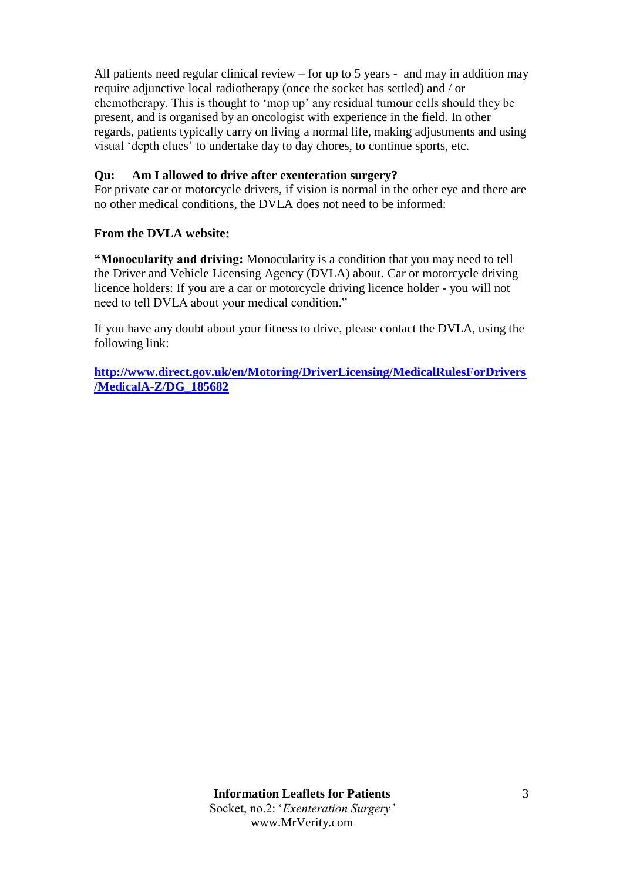All patients need regular clinical review – for up to 5 years - and may in addition may require adjunctive local radiotherapy (once the socket has settled) and / or chemotherapy. This is thought to 'mop up' any residual tumour cells should they be present, and is organised by an oncologist with experience in the field. In other regards, patients typically carry on living a normal life, making adjustments and using visual 'depth clues' to undertake day to day chores, to continue sports, etc.

**Qu: Am I allowed to drive after exenteration surgery?**

For private car or motorcycle drivers, if vision is normal in the other eye and there are no other medical conditions, the DVLA does not need to be informed:

**From the DVLA website:**

**"Monocularity and driving:** Monocularity is a condition that you may need to tell the Driver and Vehicle Licensing Agency (DVLA) about. Car or motorcycle driving licence holders: If you are a car or motorcycle driving licence holder - you will not need to tell DVLA about your medical condition."

If you have any doubt about your fitness to drive, please contact the DVLA, using the following link:

**http://www.direct.gov.uk/en/Motoring/DriverLicensing/MedicalRulesForDrivers/MedicalA-Z/DG_185682**